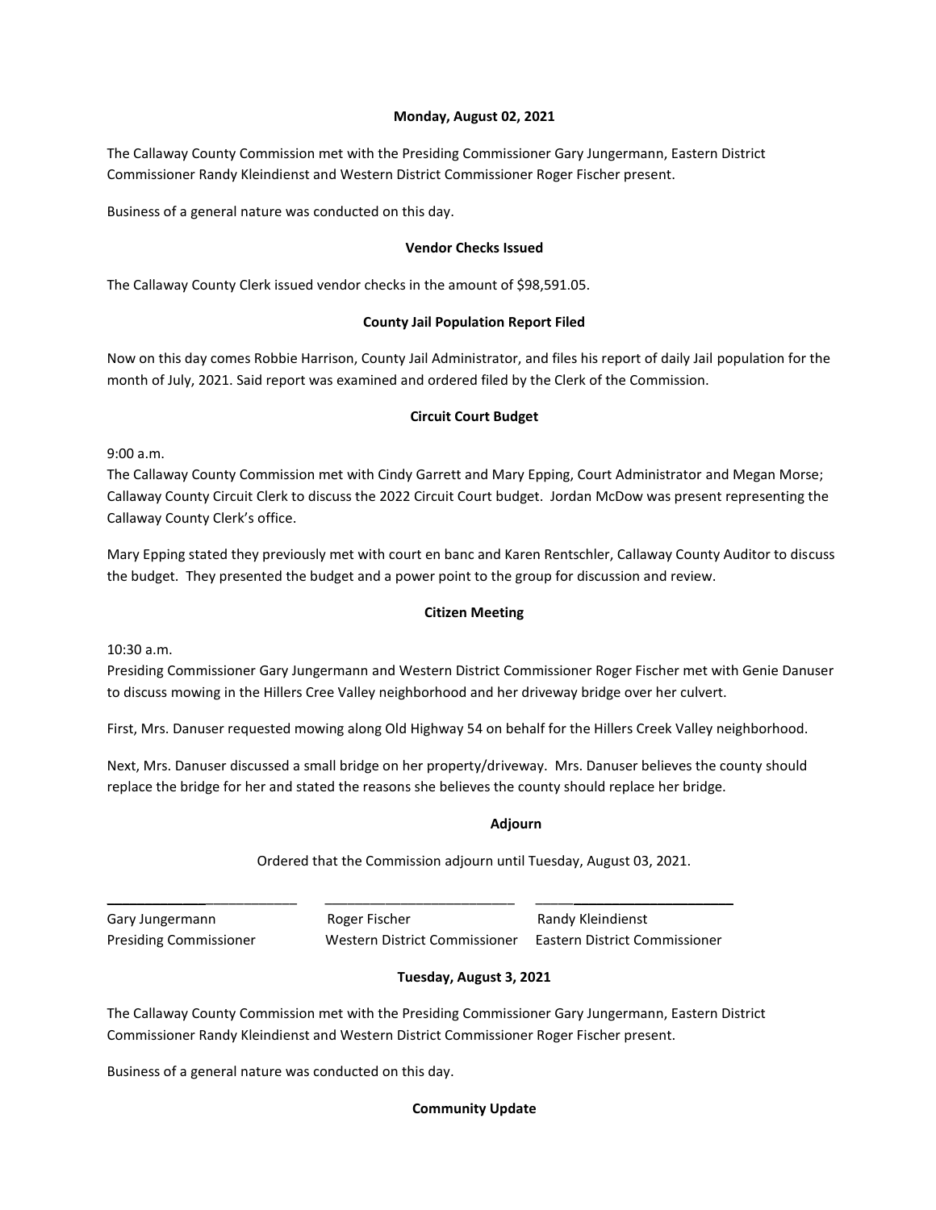**Monday, August 02, 2021**

The Callaway County Commission met with the Presiding Commissioner Gary Jungermann, Eastern District Commissioner Randy Kleindienst and Western District Commissioner Roger Fischer present.

Business of a general nature was conducted on this day.

**Vendor Checks Issued**

The Callaway County Clerk issued vendor checks in the amount of $98,591.05.

**County Jail Population Report Filed**

Now on this day comes Robbie Harrison, County Jail Administrator, and files his report of daily Jail population for the month of July, 2021. Said report was examined and ordered filed by the Clerk of the Commission.

**Circuit Court Budget**

9:00 a.m.
The Callaway County Commission met with Cindy Garrett and Mary Epping, Court Administrator and Megan Morse; Callaway County Circuit Clerk to discuss the 2022 Circuit Court budget. Jordan McDow was present representing the Callaway County Clerk's office.

Mary Epping stated they previously met with court en banc and Karen Rentschler, Callaway County Auditor to discuss the budget. They presented the budget and a power point to the group for discussion and review.

**Citizen Meeting**

10:30 a.m.
Presiding Commissioner Gary Jungermann and Western District Commissioner Roger Fischer met with Genie Danuser to discuss mowing in the Hillers Cree Valley neighborhood and her driveway bridge over her culvert.

First, Mrs. Danuser requested mowing along Old Highway 54 on behalf for the Hillers Creek Valley neighborhood.

Next, Mrs. Danuser discussed a small bridge on her property/driveway. Mrs. Danuser believes the county should replace the bridge for her and stated the reasons she believes the county should replace her bridge.

**Adjourn**

Ordered that the Commission adjourn until Tuesday, August 03, 2021.

| \_\_\_\_\_\_\_\_\_\_\_\_\_\_\_\_\_\_\_\_\_\_\_\_\_ | \_\_\_\_\_\_\_\_\_\_\_\_\_\_\_\_\_\_\_\_\_\_\_\_\_ | \_\_\_\_\_\_\_\_\_\_\_\_\_\_\_\_\_\_\_\_\_\_\_\_\_ |
|---|---|---|
| Gary Jungermann | Roger Fischer | Randy Kleindienst |
| Presiding Commissioner | Western District Commissioner | Eastern District Commissioner |

**Tuesday, August 3, 2021**

The Callaway County Commission met with the Presiding Commissioner Gary Jungermann, Eastern District Commissioner Randy Kleindienst and Western District Commissioner Roger Fischer present.

Business of a general nature was conducted on this day.

**Community Update**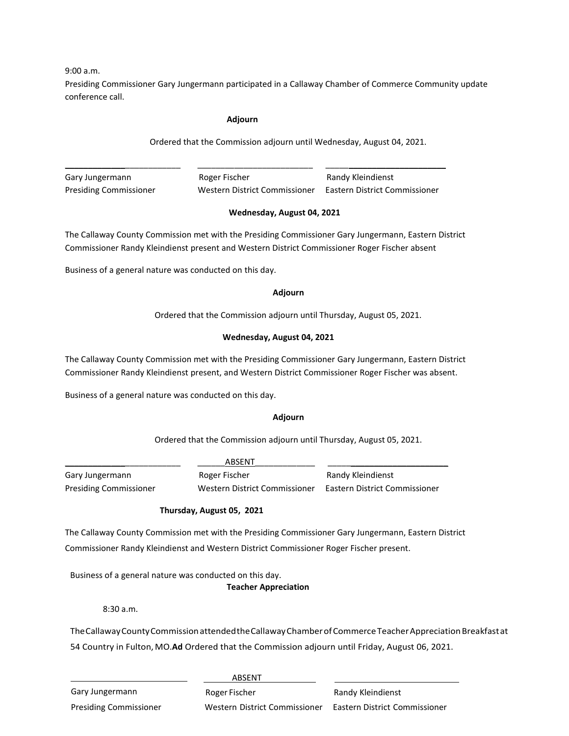9:00 a.m.

Presiding Commissioner Gary Jungermann participated in a Callaway Chamber of Commerce Community update conference call.

**Adjourn**

Ordered that the Commission adjourn until Wednesday, August 04, 2021.

| ______________________ | ______________________ | ______________________ |
|---|---|---|
| Gary Jungermann | Roger Fischer | Randy Kleindienst |
| Presiding Commissioner | Western District Commissioner | Eastern District Commissioner |

**Wednesday, August 04, 2021**

The Callaway County Commission met with the Presiding Commissioner Gary Jungermann, Eastern District Commissioner Randy Kleindienst present and Western District Commissioner Roger Fischer absent

Business of a general nature was conducted on this day.

**Adjourn**

Ordered that the Commission adjourn until Thursday, August 05, 2021.

**Wednesday, August 04, 2021**

The Callaway County Commission met with the Presiding Commissioner Gary Jungermann, Eastern District Commissioner Randy Kleindienst present, and Western District Commissioner Roger Fischer was absent.

Business of a general nature was conducted on this day.

**Adjourn**

Ordered that the Commission adjourn until Thursday, August 05, 2021.

| ______________________ | ______ABSENT____________ | ______________________ |
|---|---|---|
| Gary Jungermann | Roger Fischer | Randy Kleindienst |
| Presiding Commissioner | Western District Commissioner | Eastern District Commissioner |

**Thursday, August 05, 2021**

The Callaway County Commission met with the Presiding Commissioner Gary Jungermann, Eastern District Commissioner Randy Kleindienst and Western District Commissioner Roger Fischer present.

Business of a general nature was conducted on this day.

**Teacher Appreciation**

8:30 a.m.

The Callaway County Commission attended the Callaway Chamber of Commerce Teacher Appreciation Breakfast at 54 Country in Fulton, MO.**Ad** Ordered that the Commission adjourn until Friday, August 06, 2021.

| ______________________ | ABSENT | ______________________ |
|---|---|---|
| Gary Jungermann | Roger Fischer | Randy Kleindienst |
| Presiding Commissioner | Western District Commissioner | Eastern District Commissioner |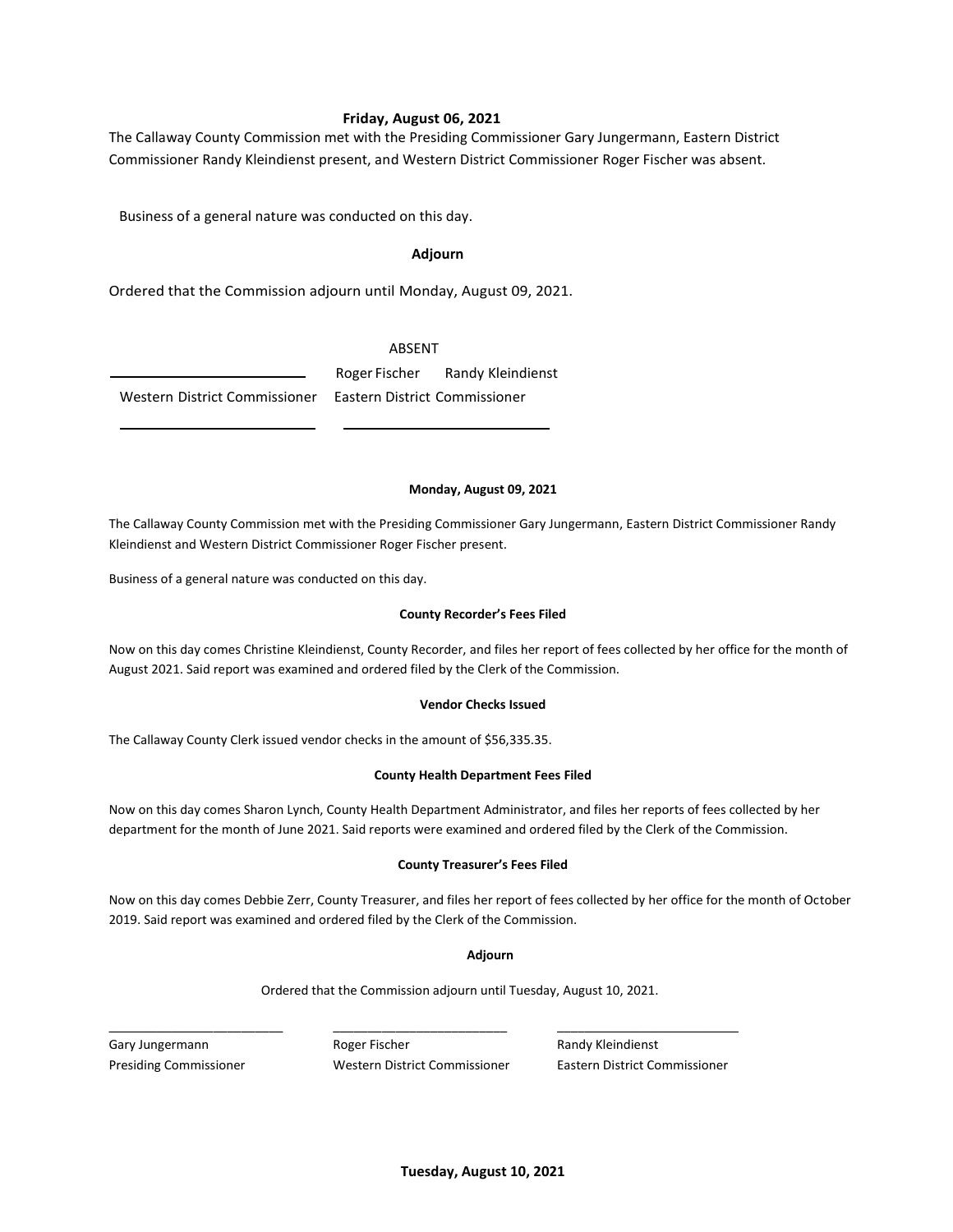**Friday, August 06, 2021**

The Callaway County Commission met with the Presiding Commissioner Gary Jungermann, Eastern District Commissioner Randy Kleindienst present, and Western District Commissioner Roger Fischer was absent.

Business of a general nature was conducted on this day.

**Adjourn**

Ordered that the Commission adjourn until Monday, August 09, 2021.

ABSENT

| ____________________ | Roger Fischer | Randy Kleindienst |
|---|---|---|
| Western District Commissioner | Eastern District Commissioner | |
| ____________________ | ____________________ | |

**Monday, August 09, 2021**

The Callaway County Commission met with the Presiding Commissioner Gary Jungermann, Eastern District Commissioner Randy Kleindienst and Western District Commissioner Roger Fischer present.

Business of a general nature was conducted on this day.

**County Recorder's Fees Filed**

Now on this day comes Christine Kleindienst, County Recorder, and files her report of fees collected by her office for the month of August 2021. Said report was examined and ordered filed by the Clerk of the Commission.

**Vendor Checks Issued**

The Callaway County Clerk issued vendor checks in the amount of $56,335.35.

**County Health Department Fees Filed**

Now on this day comes Sharon Lynch, County Health Department Administrator, and files her reports of fees collected by her department for the month of June 2021. Said reports were examined and ordered filed by the Clerk of the Commission.

**County Treasurer's Fees Filed**

Now on this day comes Debbie Zerr, County Treasurer, and files her report of fees collected by her office for the month of October 2019. Said report was examined and ordered filed by the Clerk of the Commission.

**Adjourn**

Ordered that the Commission adjourn until Tuesday, August 10, 2021.

| ____________________ | ____________________ | ____________________ |
|---|---|---|
| Gary Jungermann | Roger Fischer | Randy Kleindienst |
| Presiding Commissioner | Western District Commissioner | Eastern District Commissioner |

**Tuesday, August 10, 2021**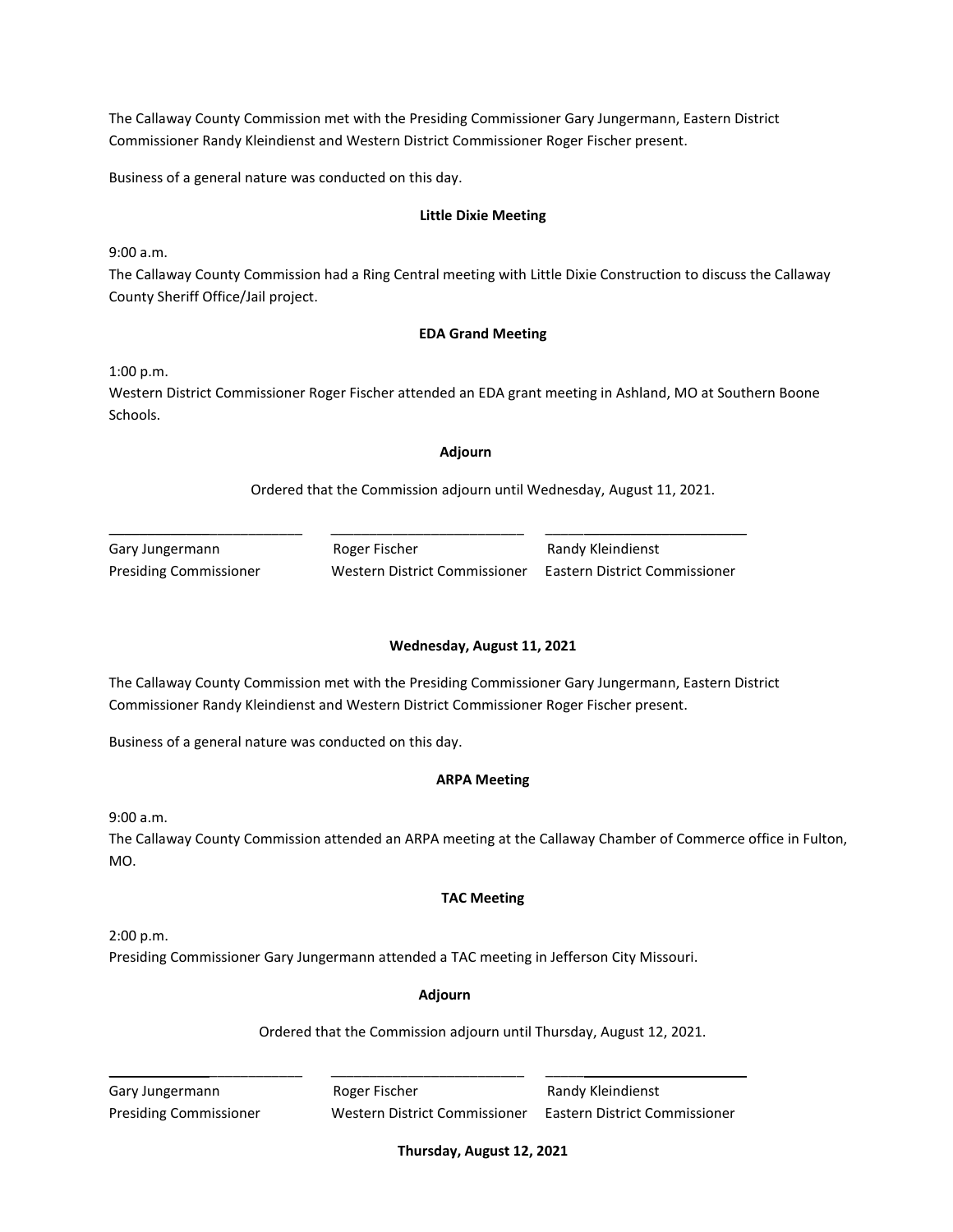The Callaway County Commission met with the Presiding Commissioner Gary Jungermann, Eastern District Commissioner Randy Kleindienst and Western District Commissioner Roger Fischer present.

Business of a general nature was conducted on this day.

**Little Dixie Meeting**

9:00 a.m.
The Callaway County Commission had a Ring Central meeting with Little Dixie Construction to discuss the Callaway County Sheriff Office/Jail project.

**EDA Grand Meeting**

1:00 p.m.
Western District Commissioner Roger Fischer attended an EDA grant meeting in Ashland, MO at Southern Boone Schools.

**Adjourn**

Ordered that the Commission adjourn until Wednesday, August 11, 2021.

| \_\_\_\_\_\_\_\_\_\_\_\_\_\_\_\_\_\_\_\_\_\_\_\_\_ | \_\_\_\_\_\_\_\_\_\_\_\_\_\_\_\_\_\_\_\_\_\_\_\_\_ | \_\_\_\_\_\_\_\_\_\_\_\_\_\_\_\_\_\_\_\_\_\_\_\_\_ |
|---|---|---|
| Gary Jungermann | Roger Fischer | Randy Kleindienst |
| Presiding Commissioner | Western District Commissioner | Eastern District Commissioner |

**Wednesday, August 11, 2021**

The Callaway County Commission met with the Presiding Commissioner Gary Jungermann, Eastern District Commissioner Randy Kleindienst and Western District Commissioner Roger Fischer present.

Business of a general nature was conducted on this day.

**ARPA Meeting**

9:00 a.m.
The Callaway County Commission attended an ARPA meeting at the Callaway Chamber of Commerce office in Fulton, MO.

**TAC Meeting**

2:00 p.m.
Presiding Commissioner Gary Jungermann attended a TAC meeting in Jefferson City Missouri.

**Adjourn**

Ordered that the Commission adjourn until Thursday, August 12, 2021.

| \_\_\_\_\_\_\_\_\_\_\_\_\_\_\_\_\_\_\_\_\_\_\_\_\_ | \_\_\_\_\_\_\_\_\_\_\_\_\_\_\_\_\_\_\_\_\_\_\_\_\_ | \_\_\_\_\_\_\_\_\_\_\_\_\_\_\_\_\_\_\_\_\_\_\_\_\_ |
|---|---|---|
| Gary Jungermann | Roger Fischer | Randy Kleindienst |
| Presiding Commissioner | Western District Commissioner | Eastern District Commissioner |

**Thursday, August 12, 2021**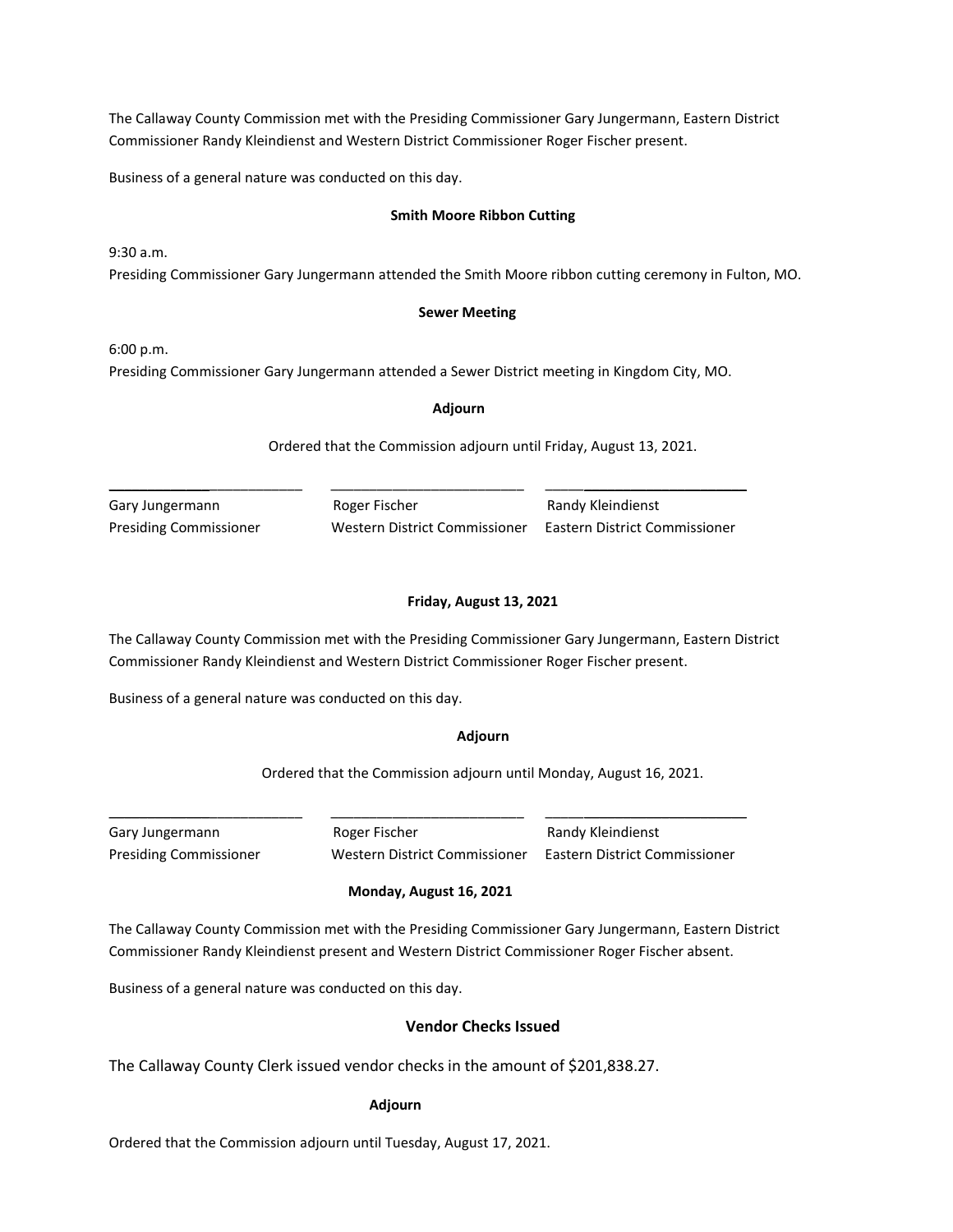The Callaway County Commission met with the Presiding Commissioner Gary Jungermann, Eastern District Commissioner Randy Kleindienst and Western District Commissioner Roger Fischer present.

Business of a general nature was conducted on this day.

**Smith Moore Ribbon Cutting**

9:30 a.m.
Presiding Commissioner Gary Jungermann attended the Smith Moore ribbon cutting ceremony in Fulton, MO.

**Sewer Meeting**

6:00 p.m.
Presiding Commissioner Gary Jungermann attended a Sewer District meeting in Kingdom City, MO.

**Adjourn**

Ordered that the Commission adjourn until Friday, August 13, 2021.

| _________________________ | _________________________ | _________________________ |
|---|---|---|
| Gary Jungermann | Roger Fischer | Randy Kleindienst |
| Presiding Commissioner | Western District Commissioner | Eastern District Commissioner |

**Friday, August 13, 2021**

The Callaway County Commission met with the Presiding Commissioner Gary Jungermann, Eastern District Commissioner Randy Kleindienst and Western District Commissioner Roger Fischer present.

Business of a general nature was conducted on this day.

**Adjourn**

Ordered that the Commission adjourn until Monday, August 16, 2021.

| _________________________ | _________________________ | _________________________ |
|---|---|---|
| Gary Jungermann | Roger Fischer | Randy Kleindienst |
| Presiding Commissioner | Western District Commissioner | Eastern District Commissioner |

**Monday, August 16, 2021**

The Callaway County Commission met with the Presiding Commissioner Gary Jungermann, Eastern District Commissioner Randy Kleindienst present and Western District Commissioner Roger Fischer absent.

Business of a general nature was conducted on this day.

**Vendor Checks Issued**

The Callaway County Clerk issued vendor checks in the amount of $201,838.27.

**Adjourn**

Ordered that the Commission adjourn until Tuesday, August 17, 2021.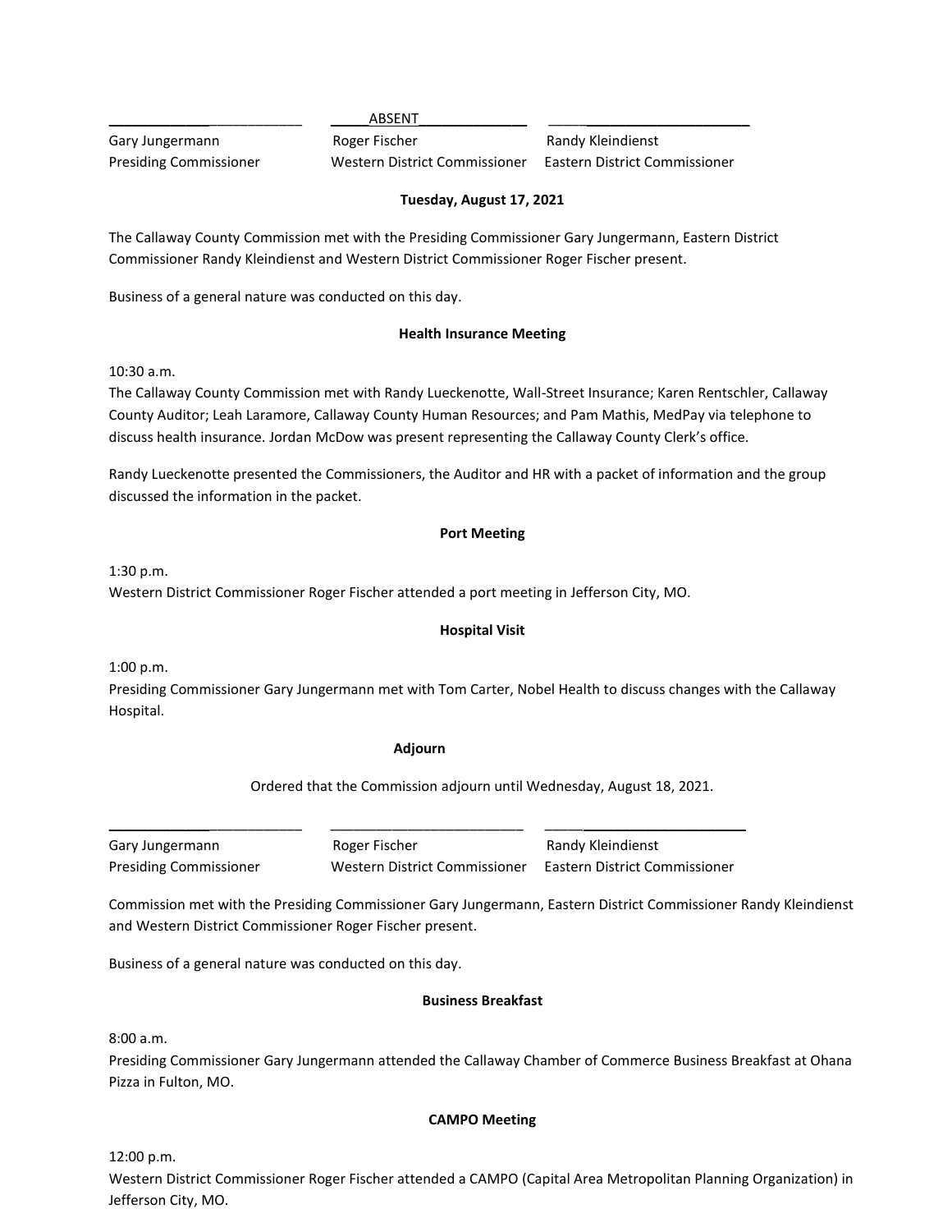| ______________________ | ABSENT | ______________________ |
|---|---|---|
| Gary Jungermann | Roger Fischer | Randy Kleindienst |
| Presiding Commissioner | Western District Commissioner | Eastern District Commissioner |

**Tuesday, August 17, 2021**

The Callaway County Commission met with the Presiding Commissioner Gary Jungermann, Eastern District Commissioner Randy Kleindienst and Western District Commissioner Roger Fischer present.

Business of a general nature was conducted on this day.

**Health Insurance Meeting**

10:30 a.m.
The Callaway County Commission met with Randy Lueckenotte, Wall-Street Insurance; Karen Rentschler, Callaway County Auditor; Leah Laramore, Callaway County Human Resources; and Pam Mathis, MedPay via telephone to discuss health insurance. Jordan McDow was present representing the Callaway County Clerk's office.

Randy Lueckenotte presented the Commissioners, the Auditor and HR with a packet of information and the group discussed the information in the packet.

**Port Meeting**

1:30 p.m.
Western District Commissioner Roger Fischer attended a port meeting in Jefferson City, MO.

**Hospital Visit**

1:00 p.m.
Presiding Commissioner Gary Jungermann met with Tom Carter, Nobel Health to discuss changes with the Callaway Hospital.

**Adjourn**

Ordered that the Commission adjourn until Wednesday, August 18, 2021.

| ______________________ | ______________________ | ______________________ |
|---|---|---|
| Gary Jungermann | Roger Fischer | Randy Kleindienst |
| Presiding Commissioner | Western District Commissioner | Eastern District Commissioner |

Commission met with the Presiding Commissioner Gary Jungermann, Eastern District Commissioner Randy Kleindienst and Western District Commissioner Roger Fischer present.

Business of a general nature was conducted on this day.

**Business Breakfast**

8:00 a.m.
Presiding Commissioner Gary Jungermann attended the Callaway Chamber of Commerce Business Breakfast at Ohana Pizza in Fulton, MO.

**CAMPO Meeting**

12:00 p.m.
Western District Commissioner Roger Fischer attended a CAMPO (Capital Area Metropolitan Planning Organization) in Jefferson City, MO.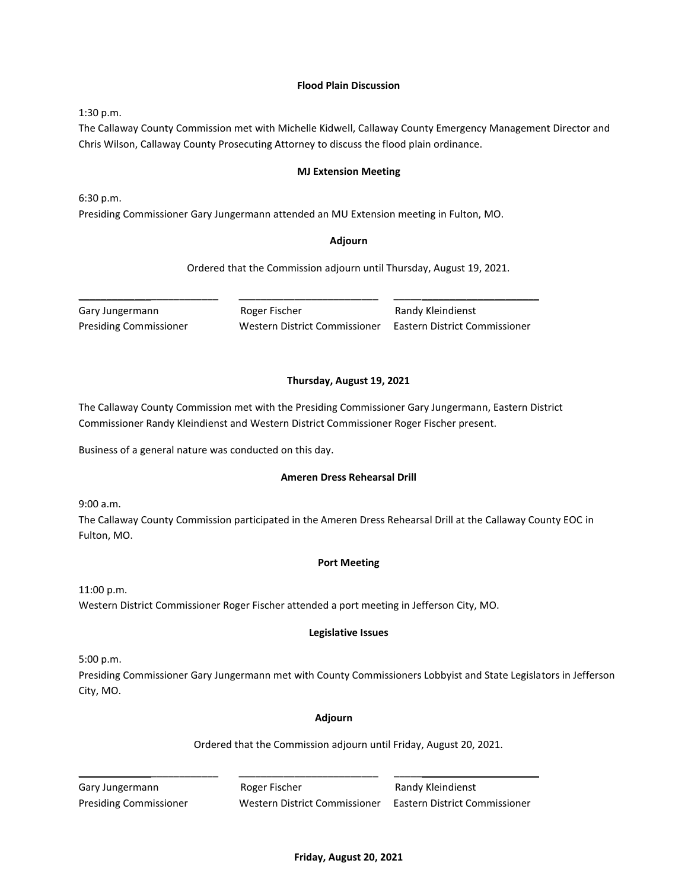**Flood Plain Discussion**

1:30 p.m.
The Callaway County Commission met with Michelle Kidwell, Callaway County Emergency Management Director and Chris Wilson, Callaway County Prosecuting Attorney to discuss the flood plain ordinance.

**MJ Extension Meeting**

6:30 p.m.
Presiding Commissioner Gary Jungermann attended an MU Extension meeting in Fulton, MO.

**Adjourn**

Ordered that the Commission adjourn until Thursday, August 19, 2021.

| ___________________ | ___________________ | ___________________ |
|---|---|---|
| Gary Jungermann | Roger Fischer | Randy Kleindienst |
| Presiding Commissioner | Western District Commissioner | Eastern District Commissioner |

**Thursday, August 19, 2021**

The Callaway County Commission met with the Presiding Commissioner Gary Jungermann, Eastern District Commissioner Randy Kleindienst and Western District Commissioner Roger Fischer present.

Business of a general nature was conducted on this day.

**Ameren Dress Rehearsal Drill**

9:00 a.m.
The Callaway County Commission participated in the Ameren Dress Rehearsal Drill at the Callaway County EOC in Fulton, MO.

**Port Meeting**

11:00 p.m.
Western District Commissioner Roger Fischer attended a port meeting in Jefferson City, MO.

**Legislative Issues**

5:00 p.m.
Presiding Commissioner Gary Jungermann met with County Commissioners Lobbyist and State Legislators in Jefferson City, MO.

**Adjourn**

Ordered that the Commission adjourn until Friday, August 20, 2021.

| ___________________ | ___________________ | ___________________ |
|---|---|---|
| Gary Jungermann | Roger Fischer | Randy Kleindienst |
| Presiding Commissioner | Western District Commissioner | Eastern District Commissioner |

**Friday, August 20, 2021**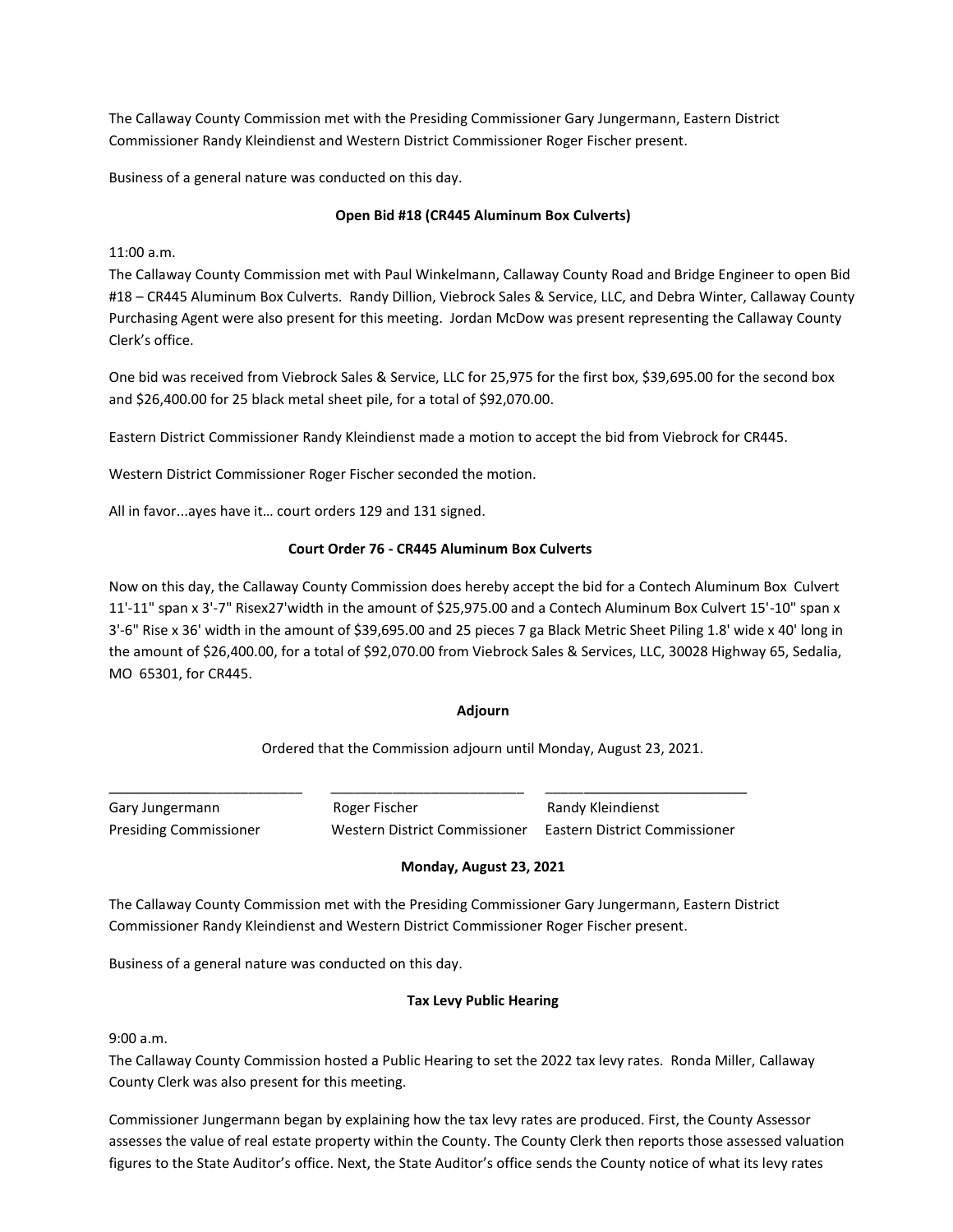The Callaway County Commission met with the Presiding Commissioner Gary Jungermann, Eastern District Commissioner Randy Kleindienst and Western District Commissioner Roger Fischer present.

Business of a general nature was conducted on this day.

**Open Bid #18 (CR445 Aluminum Box Culverts)**

11:00 a.m.
The Callaway County Commission met with Paul Winkelmann, Callaway County Road and Bridge Engineer to open Bid #18 – CR445 Aluminum Box Culverts. Randy Dillion, Viebrock Sales & Service, LLC, and Debra Winter, Callaway County Purchasing Agent were also present for this meeting. Jordan McDow was present representing the Callaway County Clerk's office.

One bid was received from Viebrock Sales & Service, LLC for 25,975 for the first box, $39,695.00 for the second box and $26,400.00 for 25 black metal sheet pile, for a total of $92,070.00.

Eastern District Commissioner Randy Kleindienst made a motion to accept the bid from Viebrock for CR445.

Western District Commissioner Roger Fischer seconded the motion.

All in favor...ayes have it… court orders 129 and 131 signed.

**Court Order 76 - CR445 Aluminum Box Culverts**

Now on this day, the Callaway County Commission does hereby accept the bid for a Contech Aluminum Box Culvert 11'-11" span x 3'-7" Risex27'width in the amount of $25,975.00 and a Contech Aluminum Box Culvert 15'-10" span x 3'-6" Rise x 36' width in the amount of $39,695.00 and 25 pieces 7 ga Black Metric Sheet Piling 1.8' wide x 40' long in the amount of $26,400.00, for a total of $92,070.00 from Viebrock Sales & Services, LLC, 30028 Highway 65, Sedalia, MO 65301, for CR445.

**Adjourn**

Ordered that the Commission adjourn until Monday, August 23, 2021.

| \_\_\_\_\_\_\_\_\_\_\_\_\_\_\_\_\_\_\_\_\_\_\_\_ | \_\_\_\_\_\_\_\_\_\_\_\_\_\_\_\_\_\_\_\_\_\_\_\_ | \_\_\_\_\_\_\_\_\_\_\_\_\_\_\_\_\_\_\_\_\_\_\_\_ |
|---|---|---|
| Gary Jungermann | Roger Fischer | Randy Kleindienst |
| Presiding Commissioner | Western District Commissioner | Eastern District Commissioner |

**Monday, August 23, 2021**

The Callaway County Commission met with the Presiding Commissioner Gary Jungermann, Eastern District Commissioner Randy Kleindienst and Western District Commissioner Roger Fischer present.

Business of a general nature was conducted on this day.

**Tax Levy Public Hearing**

9:00 a.m.
The Callaway County Commission hosted a Public Hearing to set the 2022 tax levy rates. Ronda Miller, Callaway County Clerk was also present for this meeting.

Commissioner Jungermann began by explaining how the tax levy rates are produced. First, the County Assessor assesses the value of real estate property within the County. The County Clerk then reports those assessed valuation figures to the State Auditor's office. Next, the State Auditor's office sends the County notice of what its levy rates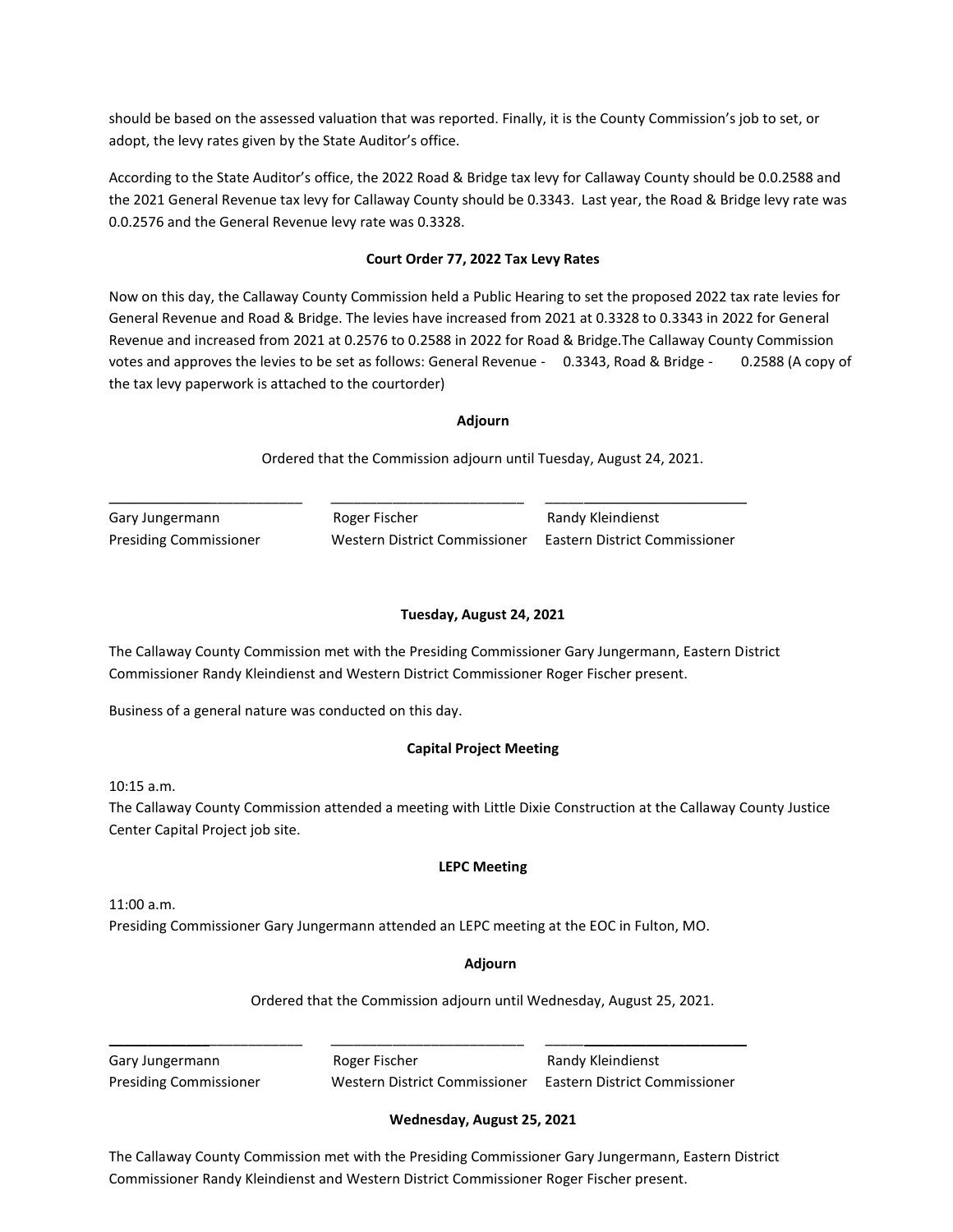should be based on the assessed valuation that was reported. Finally, it is the County Commission's job to set, or adopt, the levy rates given by the State Auditor's office.

According to the State Auditor's office, the 2022 Road & Bridge tax levy for Callaway County should be 0.0.2588 and the 2021 General Revenue tax levy for Callaway County should be 0.3343. Last year, the Road & Bridge levy rate was 0.0.2576 and the General Revenue levy rate was 0.3328.

**Court Order 77, 2022 Tax Levy Rates**

Now on this day, the Callaway County Commission held a Public Hearing to set the proposed 2022 tax rate levies for General Revenue and Road & Bridge. The levies have increased from 2021 at 0.3328 to 0.3343 in 2022 for General Revenue and increased from 2021 at 0.2576 to 0.2588 in 2022 for Road & Bridge.The Callaway County Commission votes and approves the levies to be set as follows: General Revenue - 0.3343, Road & Bridge - 0.2588 (A copy of the tax levy paperwork is attached to the courtorder)

**Adjourn**

Ordered that the Commission adjourn until Tuesday, August 24, 2021.

| _________________________ | _________________________ | _________________________ |
|---|---|---|
| Gary Jungermann | Roger Fischer | Randy Kleindienst |
| Presiding Commissioner | Western District Commissioner | Eastern District Commissioner |

**Tuesday, August 24, 2021**

The Callaway County Commission met with the Presiding Commissioner Gary Jungermann, Eastern District Commissioner Randy Kleindienst and Western District Commissioner Roger Fischer present.

Business of a general nature was conducted on this day.

**Capital Project Meeting**

10:15 a.m.
The Callaway County Commission attended a meeting with Little Dixie Construction at the Callaway County Justice Center Capital Project job site.

**LEPC Meeting**

11:00 a.m.
Presiding Commissioner Gary Jungermann attended an LEPC meeting at the EOC in Fulton, MO.

**Adjourn**

Ordered that the Commission adjourn until Wednesday, August 25, 2021.

| _________________________ | _________________________ | _________________________ |
|---|---|---|
| Gary Jungermann | Roger Fischer | Randy Kleindienst |
| Presiding Commissioner | Western District Commissioner | Eastern District Commissioner |

**Wednesday, August 25, 2021**

The Callaway County Commission met with the Presiding Commissioner Gary Jungermann, Eastern District Commissioner Randy Kleindienst and Western District Commissioner Roger Fischer present.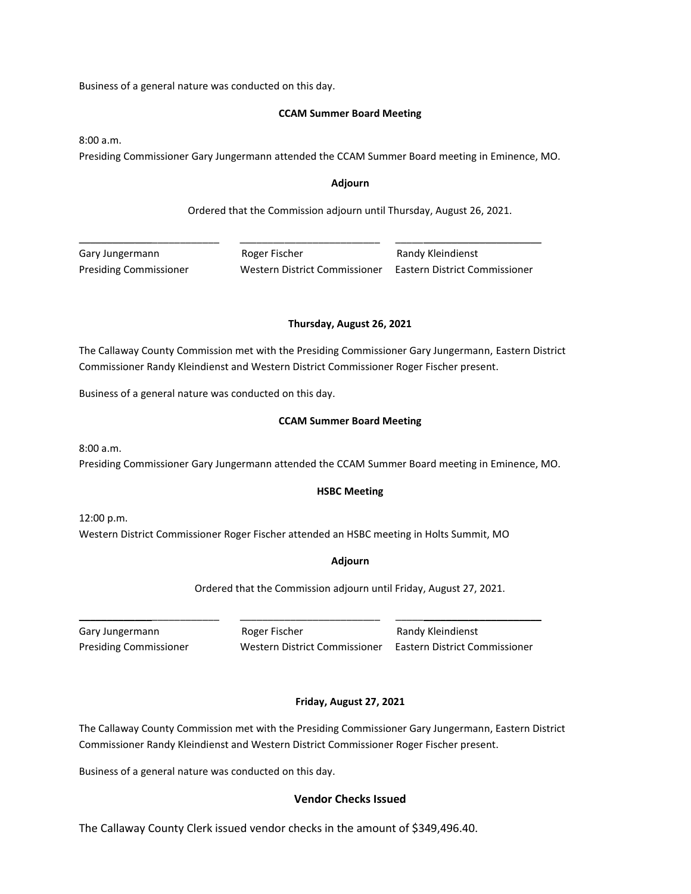Business of a general nature was conducted on this day.

**CCAM Summer Board Meeting**

8:00 a.m.
Presiding Commissioner Gary Jungermann attended the CCAM Summer Board meeting in Eminence, MO.

**Adjourn**

Ordered that the Commission adjourn until Thursday, August 26, 2021.

| \_\_\_\_\_\_\_\_\_\_\_\_\_\_\_\_\_\_\_\_\_\_\_\_\_ | \_\_\_\_\_\_\_\_\_\_\_\_\_\_\_\_\_\_\_\_\_\_\_\_\_ | \_\_\_\_\_\_\_\_\_\_\_\_\_\_\_\_\_\_\_\_\_\_\_\_\_ |
|---|---|---|
| Gary Jungermann | Roger Fischer | Randy Kleindienst |
| Presiding Commissioner | Western District Commissioner | Eastern District Commissioner |

**Thursday, August 26, 2021**

The Callaway County Commission met with the Presiding Commissioner Gary Jungermann, Eastern District Commissioner Randy Kleindienst and Western District Commissioner Roger Fischer present.

Business of a general nature was conducted on this day.

**CCAM Summer Board Meeting**

8:00 a.m.
Presiding Commissioner Gary Jungermann attended the CCAM Summer Board meeting in Eminence, MO.

**HSBC Meeting**

12:00 p.m.
Western District Commissioner Roger Fischer attended an HSBC meeting in Holts Summit, MO

**Adjourn**

Ordered that the Commission adjourn until Friday, August 27, 2021.

| \_\_\_\_\_\_\_\_\_\_\_\_\_\_\_\_\_\_\_\_\_\_\_\_\_ | \_\_\_\_\_\_\_\_\_\_\_\_\_\_\_\_\_\_\_\_\_\_\_\_\_ | \_\_\_\_\_\_\_\_\_\_\_\_\_\_\_\_\_\_\_\_\_\_\_\_\_ |
|---|---|---|
| Gary Jungermann | Roger Fischer | Randy Kleindienst |
| Presiding Commissioner | Western District Commissioner | Eastern District Commissioner |

**Friday, August 27, 2021**

The Callaway County Commission met with the Presiding Commissioner Gary Jungermann, Eastern District Commissioner Randy Kleindienst and Western District Commissioner Roger Fischer present.

Business of a general nature was conducted on this day.

**Vendor Checks Issued**

The Callaway County Clerk issued vendor checks in the amount of $349,496.40.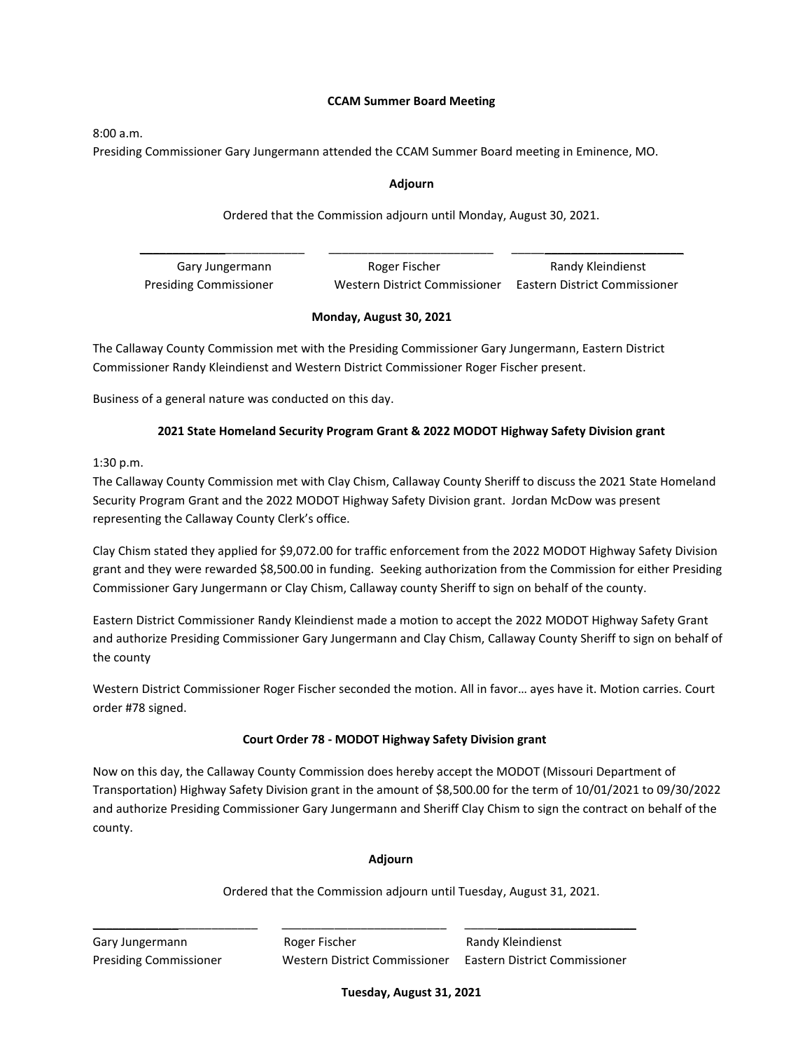**CCAM Summer Board Meeting**

8:00 a.m.
Presiding Commissioner Gary Jungermann attended the CCAM Summer Board meeting in Eminence, MO.

**Adjourn**

Ordered that the Commission adjourn until Monday, August 30, 2021.

| ________________________ | ________________________ | ________________________ |
|---|---|---|
| Gary Jungermann | Roger Fischer | Randy Kleindienst |
| Presiding Commissioner | Western District Commissioner | Eastern District Commissioner |

**Monday, August 30, 2021**

The Callaway County Commission met with the Presiding Commissioner Gary Jungermann, Eastern District Commissioner Randy Kleindienst and Western District Commissioner Roger Fischer present.

Business of a general nature was conducted on this day.

**2021 State Homeland Security Program Grant & 2022 MODOT Highway Safety Division grant**

1:30 p.m.
The Callaway County Commission met with Clay Chism, Callaway County Sheriff to discuss the 2021 State Homeland Security Program Grant and the 2022 MODOT Highway Safety Division grant. Jordan McDow was present representing the Callaway County Clerk's office.

Clay Chism stated they applied for $9,072.00 for traffic enforcement from the 2022 MODOT Highway Safety Division grant and they were rewarded $8,500.00 in funding. Seeking authorization from the Commission for either Presiding Commissioner Gary Jungermann or Clay Chism, Callaway county Sheriff to sign on behalf of the county.

Eastern District Commissioner Randy Kleindienst made a motion to accept the 2022 MODOT Highway Safety Grant and authorize Presiding Commissioner Gary Jungermann and Clay Chism, Callaway County Sheriff to sign on behalf of the county

Western District Commissioner Roger Fischer seconded the motion. All in favor… ayes have it. Motion carries. Court order #78 signed.

**Court Order 78 - MODOT Highway Safety Division grant**

Now on this day, the Callaway County Commission does hereby accept the MODOT (Missouri Department of Transportation) Highway Safety Division grant in the amount of $8,500.00 for the term of 10/01/2021 to 09/30/2022 and authorize Presiding Commissioner Gary Jungermann and Sheriff Clay Chism to sign the contract on behalf of the county.

**Adjourn**

Ordered that the Commission adjourn until Tuesday, August 31, 2021.

| ________________________ | ________________________ | ________________________ |
|---|---|---|
| Gary Jungermann | Roger Fischer | Randy Kleindienst |
| Presiding Commissioner | Western District Commissioner | Eastern District Commissioner |

**Tuesday, August 31, 2021**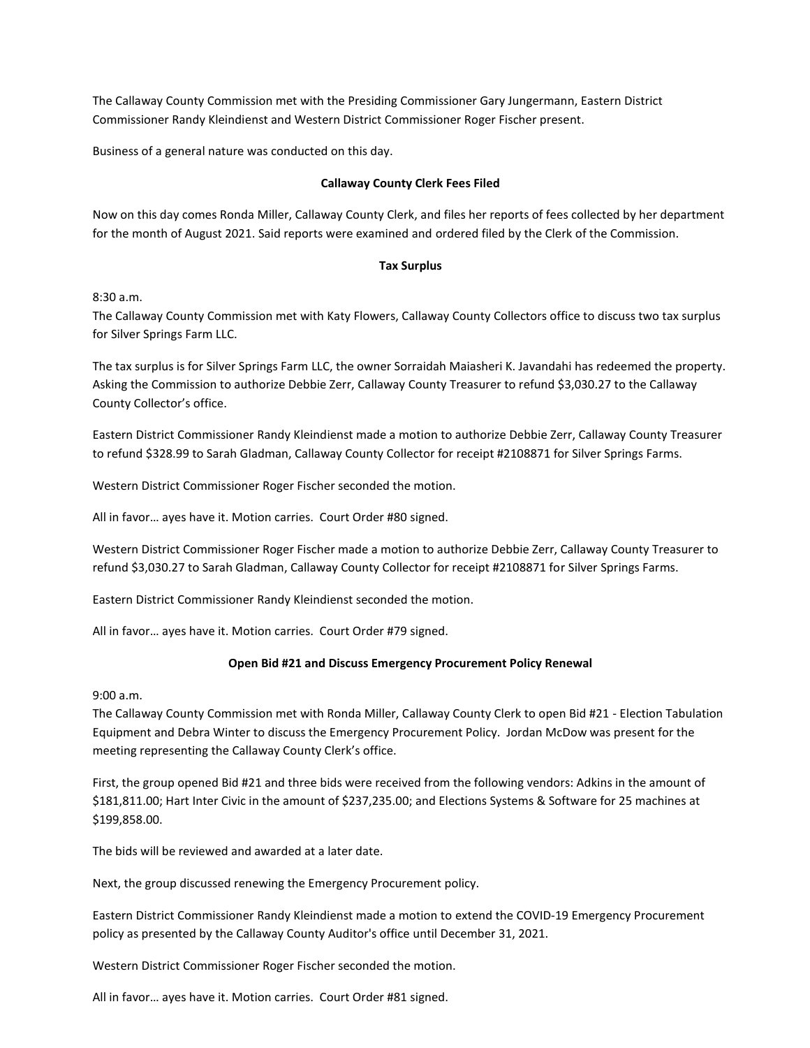The Callaway County Commission met with the Presiding Commissioner Gary Jungermann, Eastern District Commissioner Randy Kleindienst and Western District Commissioner Roger Fischer present.

Business of a general nature was conducted on this day.

**Callaway County Clerk Fees Filed**

Now on this day comes Ronda Miller, Callaway County Clerk, and files her reports of fees collected by her department for the month of August 2021. Said reports were examined and ordered filed by the Clerk of the Commission.

**Tax Surplus**

8:30 a.m.
The Callaway County Commission met with Katy Flowers, Callaway County Collectors office to discuss two tax surplus for Silver Springs Farm LLC.

The tax surplus is for Silver Springs Farm LLC, the owner Sorraidah Maiasheri K. Javandahi has redeemed the property. Asking the Commission to authorize Debbie Zerr, Callaway County Treasurer to refund $3,030.27 to the Callaway County Collector's office.

Eastern District Commissioner Randy Kleindienst made a motion to authorize Debbie Zerr, Callaway County Treasurer to refund $328.99 to Sarah Gladman, Callaway County Collector for receipt #2108871 for Silver Springs Farms.

Western District Commissioner Roger Fischer seconded the motion.

All in favor… ayes have it. Motion carries. Court Order #80 signed.

Western District Commissioner Roger Fischer made a motion to authorize Debbie Zerr, Callaway County Treasurer to refund $3,030.27 to Sarah Gladman, Callaway County Collector for receipt #2108871 for Silver Springs Farms.

Eastern District Commissioner Randy Kleindienst seconded the motion.

All in favor… ayes have it. Motion carries. Court Order #79 signed.

**Open Bid #21 and Discuss Emergency Procurement Policy Renewal**

9:00 a.m.
The Callaway County Commission met with Ronda Miller, Callaway County Clerk to open Bid #21 - Election Tabulation Equipment and Debra Winter to discuss the Emergency Procurement Policy. Jordan McDow was present for the meeting representing the Callaway County Clerk's office.

First, the group opened Bid #21 and three bids were received from the following vendors: Adkins in the amount of $181,811.00; Hart Inter Civic in the amount of $237,235.00; and Elections Systems & Software for 25 machines at $199,858.00.

The bids will be reviewed and awarded at a later date.

Next, the group discussed renewing the Emergency Procurement policy.

Eastern District Commissioner Randy Kleindienst made a motion to extend the COVID-19 Emergency Procurement policy as presented by the Callaway County Auditor's office until December 31, 2021.

Western District Commissioner Roger Fischer seconded the motion.

All in favor… ayes have it. Motion carries. Court Order #81 signed.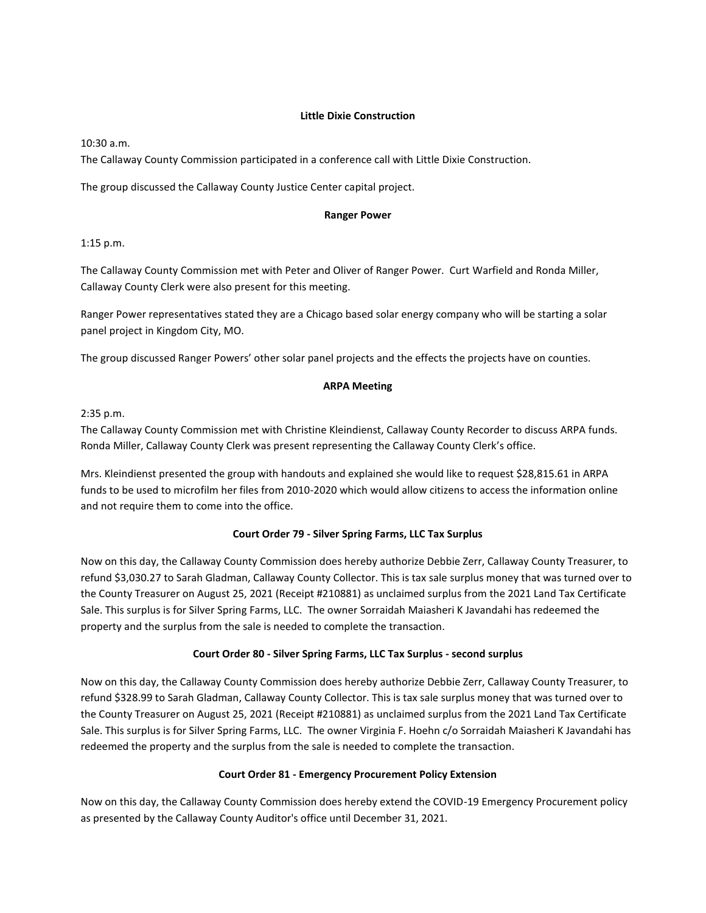**Little Dixie Construction**

10:30 a.m.
The Callaway County Commission participated in a conference call with Little Dixie Construction.

The group discussed the Callaway County Justice Center capital project.

**Ranger Power**

1:15 p.m.

The Callaway County Commission met with Peter and Oliver of Ranger Power. Curt Warfield and Ronda Miller, Callaway County Clerk were also present for this meeting.

Ranger Power representatives stated they are a Chicago based solar energy company who will be starting a solar panel project in Kingdom City, MO.

The group discussed Ranger Powers' other solar panel projects and the effects the projects have on counties.

**ARPA Meeting**

2:35 p.m.
The Callaway County Commission met with Christine Kleindienst, Callaway County Recorder to discuss ARPA funds. Ronda Miller, Callaway County Clerk was present representing the Callaway County Clerk's office.

Mrs. Kleindienst presented the group with handouts and explained she would like to request $28,815.61 in ARPA funds to be used to microfilm her files from 2010-2020 which would allow citizens to access the information online and not require them to come into the office.

**Court Order 79 - Silver Spring Farms, LLC Tax Surplus**

Now on this day, the Callaway County Commission does hereby authorize Debbie Zerr, Callaway County Treasurer, to refund $3,030.27 to Sarah Gladman, Callaway County Collector. This is tax sale surplus money that was turned over to the County Treasurer on August 25, 2021 (Receipt #210881) as unclaimed surplus from the 2021 Land Tax Certificate Sale. This surplus is for Silver Spring Farms, LLC. The owner Sorraidah Maiasheri K Javandahi has redeemed the property and the surplus from the sale is needed to complete the transaction.

**Court Order 80 - Silver Spring Farms, LLC Tax Surplus - second surplus**

Now on this day, the Callaway County Commission does hereby authorize Debbie Zerr, Callaway County Treasurer, to refund $328.99 to Sarah Gladman, Callaway County Collector. This is tax sale surplus money that was turned over to the County Treasurer on August 25, 2021 (Receipt #210881) as unclaimed surplus from the 2021 Land Tax Certificate Sale. This surplus is for Silver Spring Farms, LLC. The owner Virginia F. Hoehn c/o Sorraidah Maiasheri K Javandahi has redeemed the property and the surplus from the sale is needed to complete the transaction.

**Court Order 81 - Emergency Procurement Policy Extension**

Now on this day, the Callaway County Commission does hereby extend the COVID-19 Emergency Procurement policy as presented by the Callaway County Auditor's office until December 31, 2021.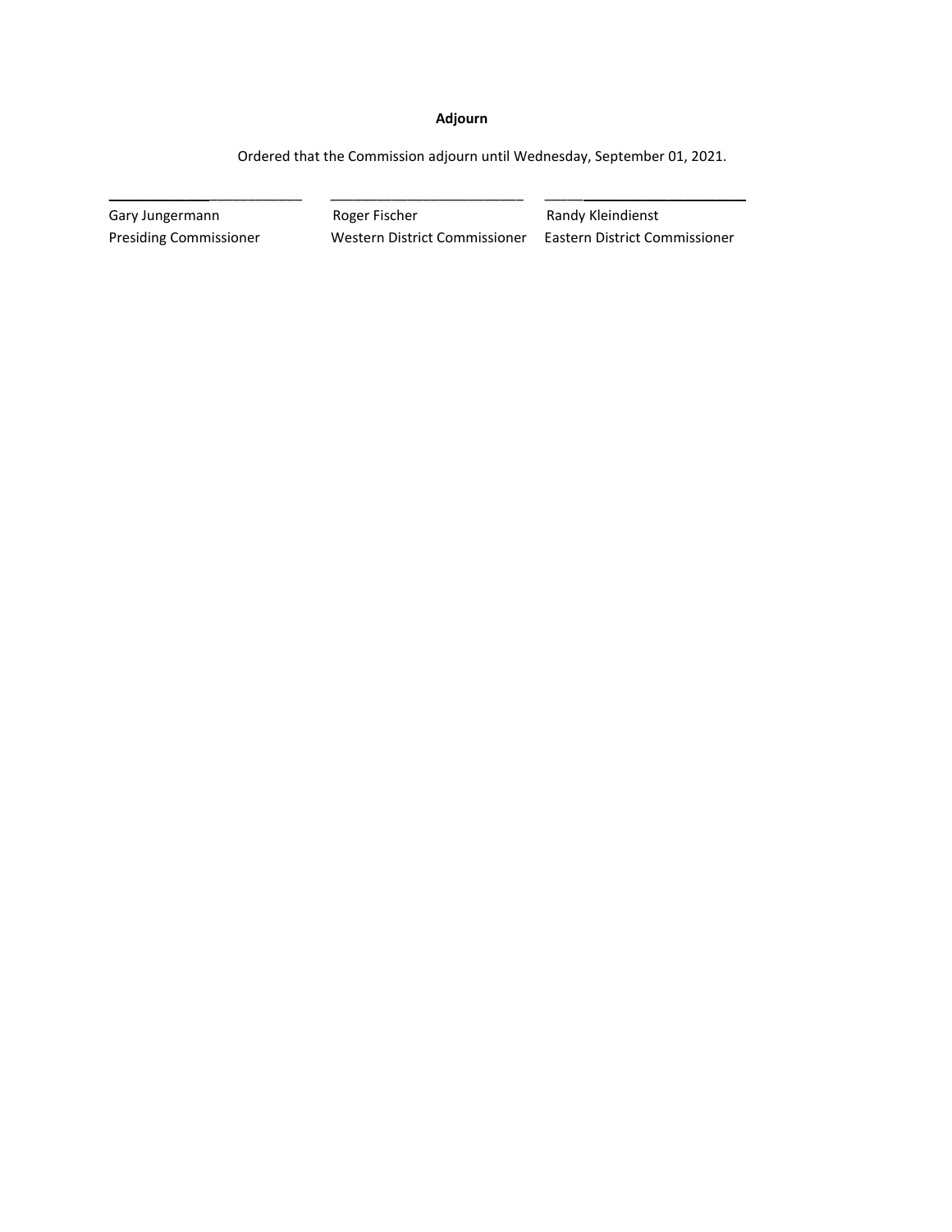**Adjourn**

Ordered that the Commission adjourn until Wednesday, September 01, 2021.

| | | |
|---|---|---|
| _________________________ | _________________________ | _________________________ |
| Gary Jungermann | Roger Fischer | Randy Kleindienst |
| Presiding Commissioner | Western District Commissioner | Eastern District Commissioner |